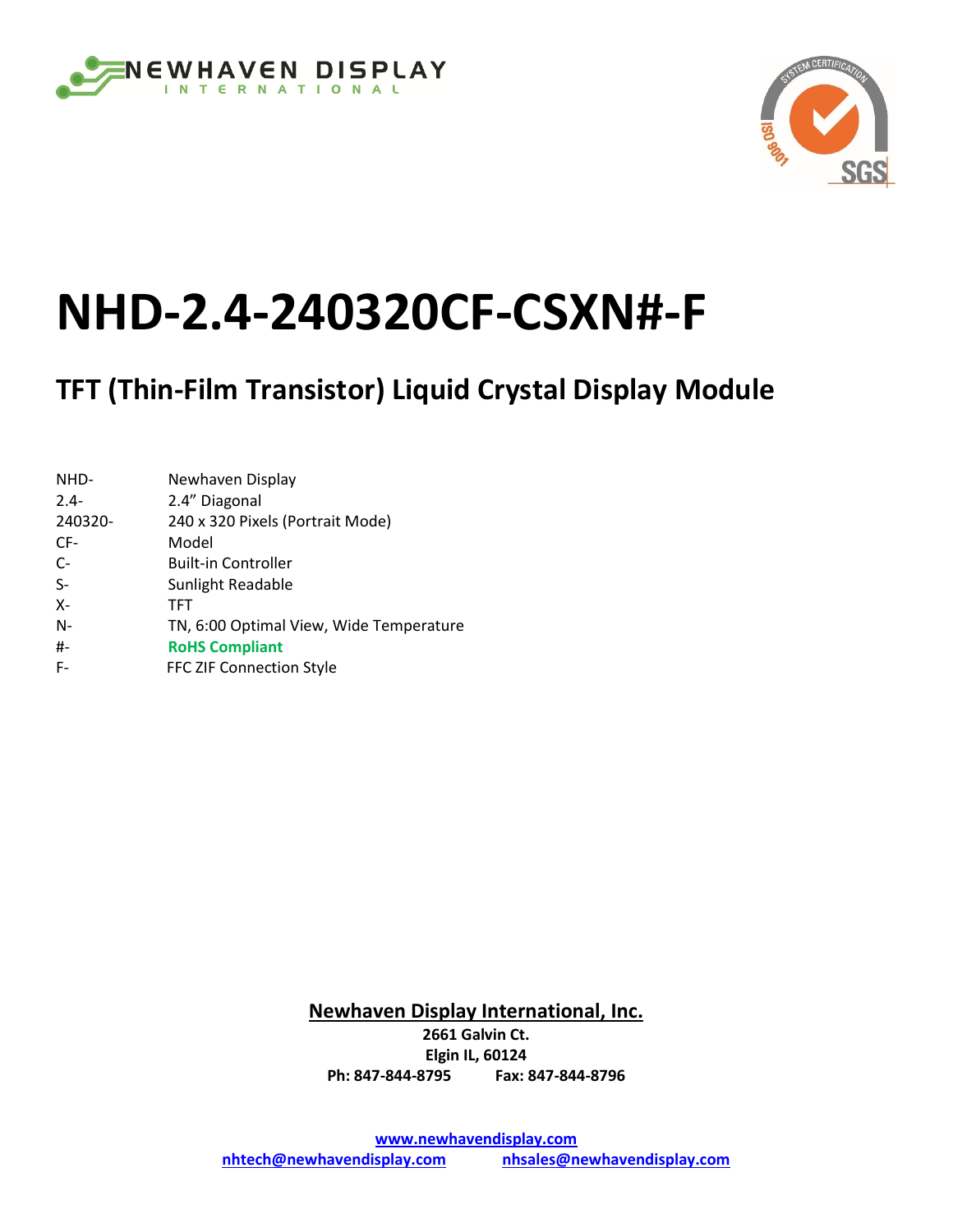# NHD-2.4-240320CF-CSXN#-F

## TFT (Thin-Film Transistor) Liquid Crystal Display Module

| | |
|---|---|
| NHD- | Newhaven Display |
| 2.4- | 2.4" Diagonal |
| 240320- | 240 x 320 Pixels (Portrait Mode) |
| CF- | Model |
| C- | Built-in Controller |
| S- | Sunlight Readable |
| X- | TFT |
| N- | TN, 6:00 Optimal View, Wide Temperature |
| #- | **RoHS Compliant** |
| F- | FFC ZIF Connection Style |

**Newhaven Display International, Inc.**

**2661 Galvin Ct.**
**Elgin IL, 60124**
**Ph: 847-844-8795 Fax: 847-844-8796**

**www.newhavendisplay.com**
**nhtech@newhavendisplay.com** **nhsales@newhavendisplay.com**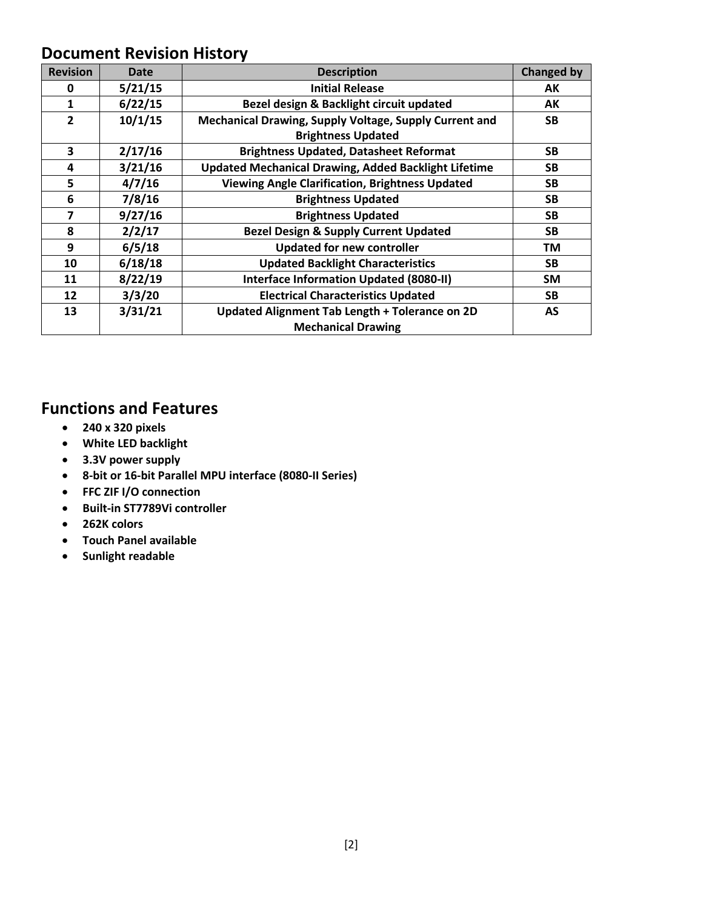## Document Revision History

| Revision | Date | Description | Changed by |
|---|---|---|---|
| 0 | 5/21/15 | Initial Release | AK |
| 1 | 6/22/15 | Bezel design & Backlight circuit updated | AK |
| 2 | 10/1/15 | Mechanical Drawing, Supply Voltage, Supply Current and Brightness Updated | SB |
| 3 | 2/17/16 | Brightness Updated, Datasheet Reformat | SB |
| 4 | 3/21/16 | Updated Mechanical Drawing, Added Backlight Lifetime | SB |
| 5 | 4/7/16 | Viewing Angle Clarification, Brightness Updated | SB |
| 6 | 7/8/16 | Brightness Updated | SB |
| 7 | 9/27/16 | Brightness Updated | SB |
| 8 | 2/2/17 | Bezel Design & Supply Current Updated | SB |
| 9 | 6/5/18 | Updated for new controller | TM |
| 10 | 6/18/18 | Updated Backlight Characteristics | SB |
| 11 | 8/22/19 | Interface Information Updated (8080-II) | SM |
| 12 | 3/3/20 | Electrical Characteristics Updated | SB |
| 13 | 3/31/21 | Updated Alignment Tab Length + Tolerance on 2D Mechanical Drawing | AS |

## Functions and Features

- **240 x 320 pixels**
- **White LED backlight**
- **3.3V power supply**
- **8-bit or 16-bit Parallel MPU interface (8080-II Series)**
- **FFC ZIF I/O connection**
- **Built-in ST7789Vi controller**
- **262K colors**
- **Touch Panel available**
- **Sunlight readable**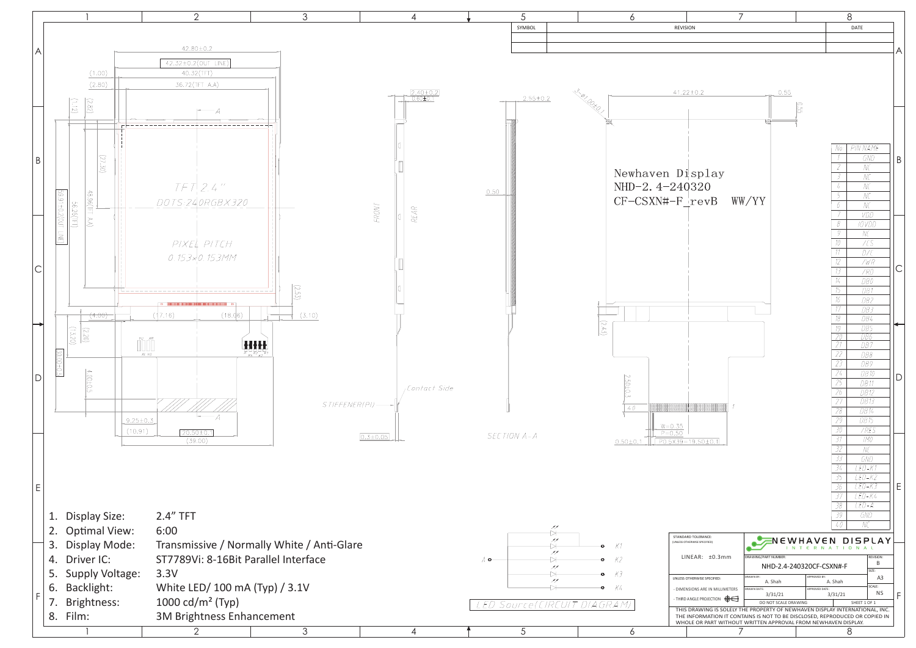| SYMBOL | REVISION | DATE |
|---|---|---|
| | | |
| | | |

Newhaven Display
NHD-2.4-240320
CF-CSXN#-F_revB WW/YY

TFT 2.4"
DOTS:240RGBX320

PIXEL PITCH
0.153×0.153MM

| No. | PIN NAME |
|---|---|
| 1 | GND |
| 2 | NC |
| 3 | NC |
| 4 | NC |
| 5 | NC |
| 6 | NC |
| 7 | VDD |
| 8 | IOVDD |
| 9 | NC |
| 10 | /CS |
| 11 | D/C |
| 12 | /WR |
| 13 | /RD |
| 14 | DB0 |
| 15 | DB1 |
| 16 | DB2 |
| 17 | DB3 |
| 18 | DB4 |
| 19 | DB5 |
| 20 | DB6 |
| 21 | DB7 |
| 22 | DB8 |
| 23 | DB9 |
| 24 | DB10 |
| 25 | DB11 |
| 26 | DB12 |
| 27 | DB13 |
| 28 | DB14 |
| 29 | DB15 |
| 30 | /RES |
| 31 | IM0 |
| 32 | NC |
| 33 | GND |
| 34 | LED-K1 |
| 35 | LED-K2 |
| 36 | LED-K3 |
| 37 | LED-K4 |
| 38 | LED-A |
| 39 | GND |
| 40 | NC |

1. Display Size: 2.4" TFT
2. Optimal View: 6:00
3. Display Mode: Transmissive / Normally White / Anti-Glare
4. Driver IC: ST7789Vi: 8-16Bit Parallel Interface
5. Supply Voltage: 3.3V
6. Backlight: White LED/ 100 mA (Typ) / 3.1V
7. Brightness: 1000 cd/m² (Typ)
8. Film: 3M Brightness Enhancement

LED Source(CIRCUIT DIAGRAM)

STANDARD TOLERANCE: (UNLESS OTHERWISE SPECIFIED)
LINEAR: ±0.3mm

UNLESS OTHERWISE SPECIFIED:
- DIMENSIONS ARE IN MILLIMETERS
- THIRD ANGLE PROJECTION

NEWHAVEN DISPLAY INTERNATIONAL

| DRAWING/PART NUMBER: NHD-2.4-240320CF-CSXN#-F | | REVISION: B |
|---|---|---|
| DRAWN BY: A. Shah | APPROVED BY: A. Shah | SIZE: A3 |
| DRAWN DATE: 3/31/21 | APPROVED DATE: 3/31/21 | SCALE: NS |
| DO NOT SCALE DRAWING | | SHEET 1 OF 1 |

THIS DRAWING IS SOLELY THE PROPERTY OF NEWHAVEN DISPLAY INTERNATIONAL, INC. THE INFORMATION IT CONTAINS IS NOT TO BE DISCLOSED, REPRODUCED OR COPIED IN WHOLE OR PART WITHOUT WRITTEN APPROVAL FROM NEWHAVEN DISPLAY.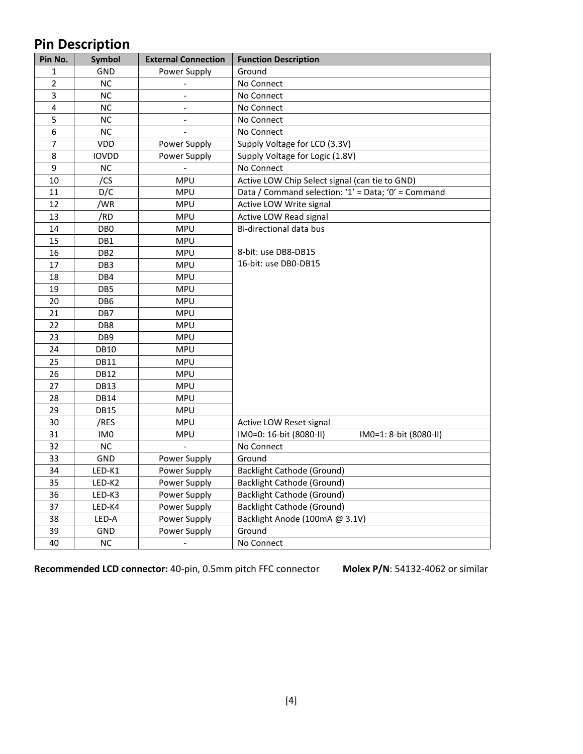## Pin Description

| Pin No. | Symbol | External Connection | Function Description |
|---|---|---|---|
| 1 | GND | Power Supply | Ground |
| 2 | NC | - | No Connect |
| 3 | NC | - | No Connect |
| 4 | NC | - | No Connect |
| 5 | NC | - | No Connect |
| 6 | NC | - | No Connect |
| 7 | VDD | Power Supply | Supply Voltage for LCD (3.3V) |
| 8 | IOVDD | Power Supply | Supply Voltage for Logic (1.8V) |
| 9 | NC | - | No Connect |
| 10 | /CS | MPU | Active LOW Chip Select signal (can tie to GND) |
| 11 | D/C | MPU | Data / Command selection: '1' = Data; '0' = Command |
| 12 | /WR | MPU | Active LOW Write signal |
| 13 | /RD | MPU | Active LOW Read signal |
| 14 | DB0 | MPU | Bi-directional data bus<br><br>8-bit: use DB8-DB15<br>16-bit: use DB0-DB15 |
| 15 | DB1 | MPU | |
| 16 | DB2 | MPU | |
| 17 | DB3 | MPU | |
| 18 | DB4 | MPU | |
| 19 | DB5 | MPU | |
| 20 | DB6 | MPU | |
| 21 | DB7 | MPU | |
| 22 | DB8 | MPU | |
| 23 | DB9 | MPU | |
| 24 | DB10 | MPU | |
| 25 | DB11 | MPU | |
| 26 | DB12 | MPU | |
| 27 | DB13 | MPU | |
| 28 | DB14 | MPU | |
| 29 | DB15 | MPU | |
| 30 | /RES | MPU | Active LOW Reset signal |
| 31 | IM0 | MPU | IM0=0: 16-bit (8080-II) IM0=1: 8-bit (8080-II) |
| 32 | NC | - | No Connect |
| 33 | GND | Power Supply | Ground |
| 34 | LED-K1 | Power Supply | Backlight Cathode (Ground) |
| 35 | LED-K2 | Power Supply | Backlight Cathode (Ground) |
| 36 | LED-K3 | Power Supply | Backlight Cathode (Ground) |
| 37 | LED-K4 | Power Supply | Backlight Cathode (Ground) |
| 38 | LED-A | Power Supply | Backlight Anode (100mA @ 3.1V) |
| 39 | GND | Power Supply | Ground |
| 40 | NC | - | No Connect |

**Recommended LCD connector:** 40-pin, 0.5mm pitch FFC connector **Molex P/N**: 54132-4062 or similar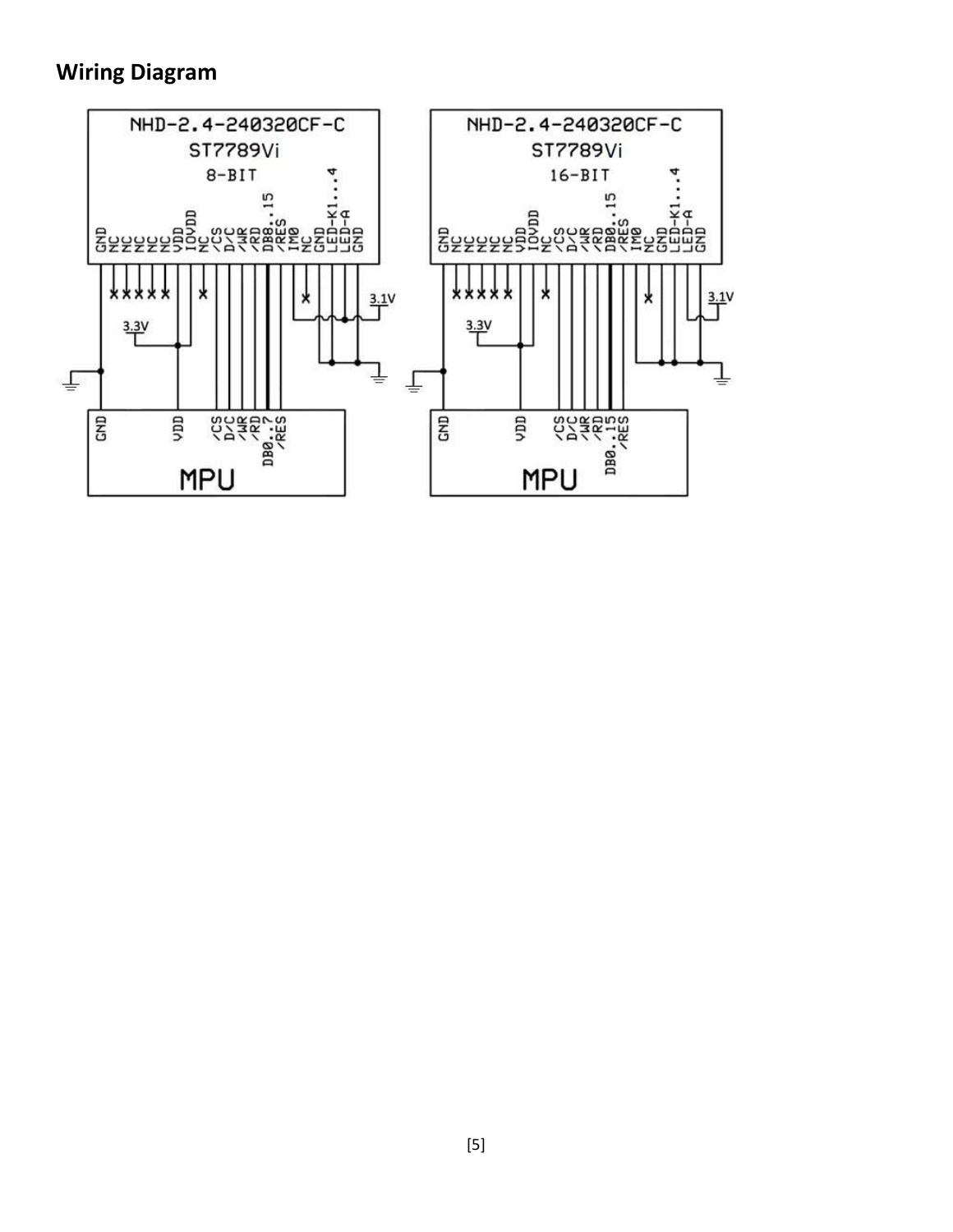## Wiring Diagram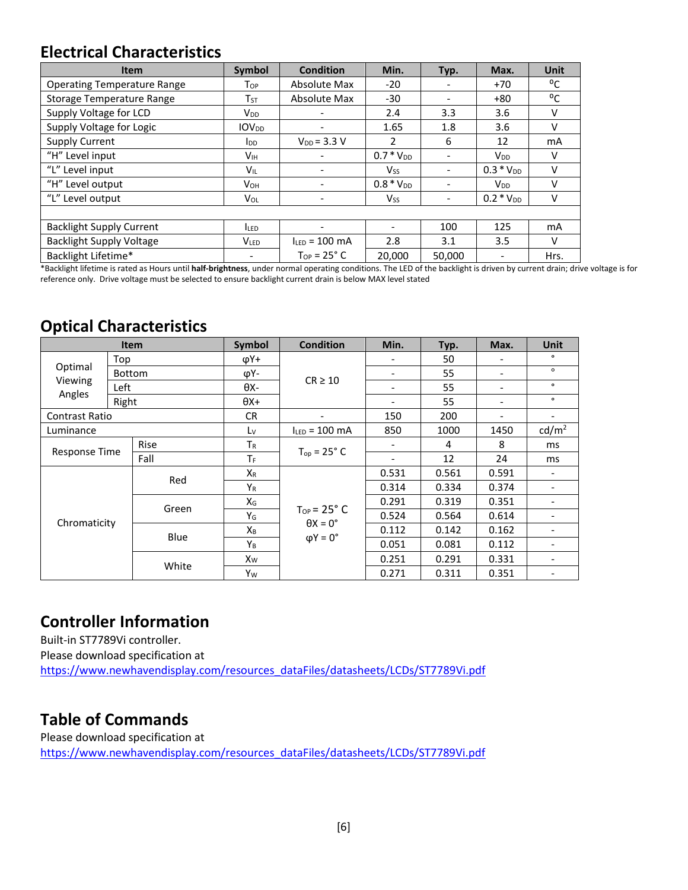## Electrical Characteristics

| Item | Symbol | Condition | Min. | Typ. | Max. | Unit |
|---|---|---|---|---|---|---|
| Operating Temperature Range | $T_{OP}$ | Absolute Max | -20 | - | +70 | ºC |
| Storage Temperature Range | $T_{ST}$ | Absolute Max | -30 | - | +80 | ºC |
| Supply Voltage for LCD | $V_{DD}$ | - | 2.4 | 3.3 | 3.6 | V |
| Supply Voltage for Logic | $IOV_{DD}$ | - | 1.65 | 1.8 | 3.6 | V |
| Supply Current | $I_{DD}$ | $V_{DD}$ = 3.3 V | 2 | 6 | 12 | mA |
| "H" Level input | $V_{IH}$ | - | 0.7 * $V_{DD}$ | - | $V_{DD}$ | V |
| "L" Level input | $V_{IL}$ | - | $V_{SS}$ | - | 0.3 * $V_{DD}$ | V |
| "H" Level output | $V_{OH}$ | - | 0.8 * $V_{DD}$ | - | $V_{DD}$ | V |
| "L" Level output | $V_{OL}$ | - | $V_{SS}$ | - | 0.2 * $V_{DD}$ | V |
| | | | | | | |
| Backlight Supply Current | $I_{LED}$ | - | - | 100 | 125 | mA |
| Backlight Supply Voltage | $V_{LED}$ | $I_{LED}$ = 100 mA | 2.8 | 3.1 | 3.5 | V |
| Backlight Lifetime* | - | $T_{OP}$ = 25° C | 20,000 | 50,000 | - | Hrs. |

*Backlight lifetime is rated as Hours until **half-brightness**, under normal operating conditions. The LED of the backlight is driven by current drain; drive voltage is for reference only. Drive voltage must be selected to ensure backlight current drain is below MAX level stated

## Optical Characteristics

| Item | | Symbol | Condition | Min. | Typ. | Max. | Unit |
|---|---|---|---|---|---|---|---|
| Optimal Viewing Angles | Top | φY+ | CR ≥ 10 | - | 50 | - | ° |
| | Bottom | φY- | | - | 55 | - | ° |
| | Left | θX- | | - | 55 | - | ° |
| | Right | θX+ | | - | 55 | - | ° |
| Contrast Ratio | | CR | - | 150 | 200 | - | - |
| Luminance | | $L_V$ | $I_{LED}$ = 100 mA | 850 | 1000 | 1450 | cd/m² |
| Response Time | Rise | $T_R$ | $T_{op}$ = 25° C | - | 4 | 8 | ms |
| | Fall | $T_F$ | | - | 12 | 24 | ms |
| Chromaticity | Red | $X_R$ | $T_{OP}$ = 25° C, θX = 0°, φY = 0° | 0.531 | 0.561 | 0.591 | - |
| | | $Y_R$ | | 0.314 | 0.334 | 0.374 | - |
| | Green | $X_G$ | | 0.291 | 0.319 | 0.351 | - |
| | | $Y_G$ | | 0.524 | 0.564 | 0.614 | - |
| | Blue | $X_B$ | | 0.112 | 0.142 | 0.162 | - |
| | | $Y_B$ | | 0.051 | 0.081 | 0.112 | - |
| | White | $X_W$ | | 0.251 | 0.291 | 0.331 | - |
| | | $Y_W$ | | 0.271 | 0.311 | 0.351 | - |

## Controller Information

Built-in ST7789Vi controller.
Please download specification at
https://www.newhavendisplay.com/resources_dataFiles/datasheets/LCDs/ST7789Vi.pdf

## Table of Commands

Please download specification at
https://www.newhavendisplay.com/resources_dataFiles/datasheets/LCDs/ST7789Vi.pdf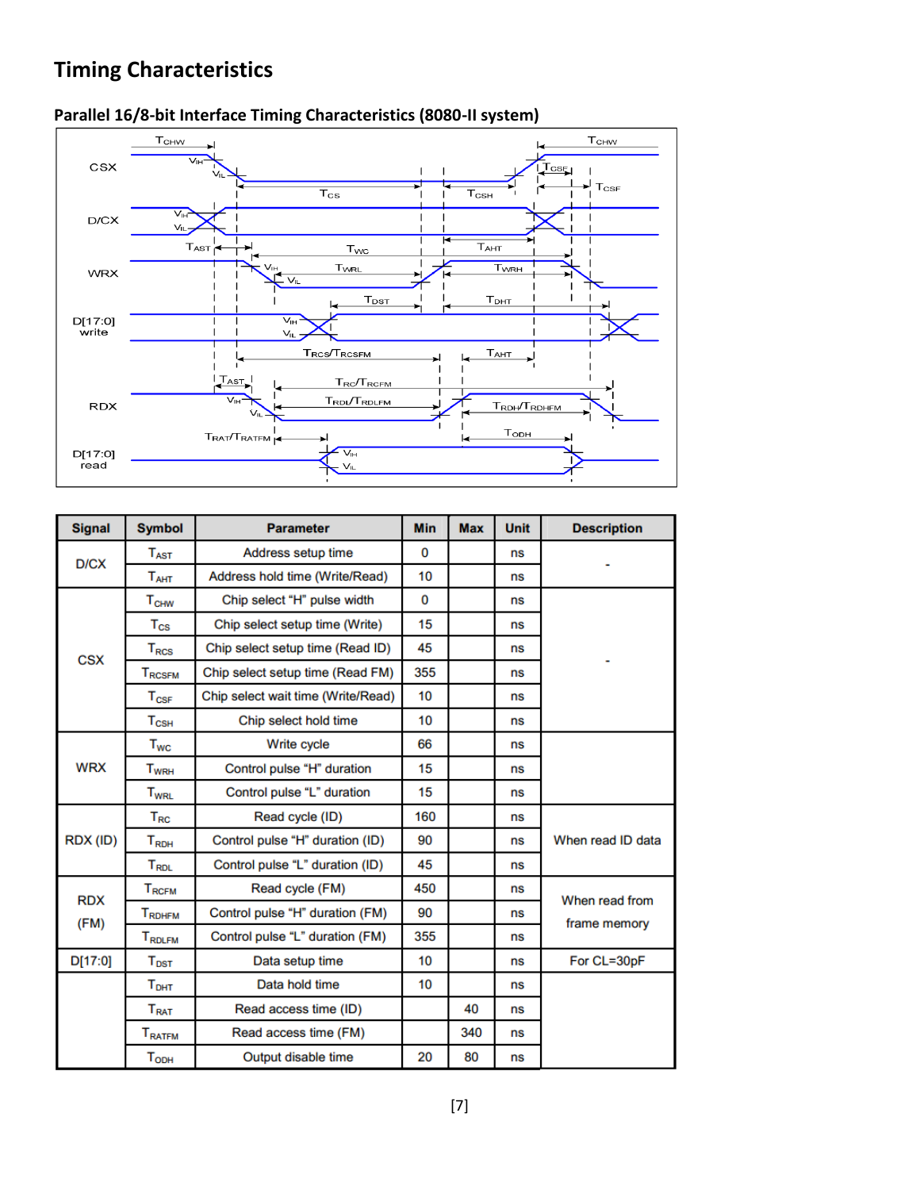## Timing Characteristics

### Parallel 16/8-bit Interface Timing Characteristics (8080-II system)

| Signal | Symbol | Parameter | Min | Max | Unit | Description |
|---|---|---|---|---|---|---|
| D/CX | $T_{AST}$ | Address setup time | 0 | | ns | - |
| | $T_{AHT}$ | Address hold time (Write/Read) | 10 | | ns | |
| CSX | $T_{CHW}$ | Chip select "H" pulse width | 0 | | ns | - |
| | $T_{CS}$ | Chip select setup time (Write) | 15 | | ns | |
| | $T_{RCS}$ | Chip select setup time (Read ID) | 45 | | ns | |
| | $T_{RCSFM}$ | Chip select setup time (Read FM) | 355 | | ns | |
| | $T_{CSF}$ | Chip select wait time (Write/Read) | 10 | | ns | |
| | $T_{CSH}$ | Chip select hold time | 10 | | ns | |
| WRX | $T_{WC}$ | Write cycle | 66 | | ns | |
| | $T_{WRH}$ | Control pulse "H" duration | 15 | | ns | |
| | $T_{WRL}$ | Control pulse "L" duration | 15 | | ns | |
| RDX (ID) | $T_{RC}$ | Read cycle (ID) | 160 | | ns | When read ID data |
| | $T_{RDH}$ | Control pulse "H" duration (ID) | 90 | | ns | |
| | $T_{RDL}$ | Control pulse "L" duration (ID) | 45 | | ns | |
| RDX (FM) | $T_{RCFM}$ | Read cycle (FM) | 450 | | ns | When read from frame memory |
| | $T_{RDHFM}$ | Control pulse "H" duration (FM) | 90 | | ns | |
| | $T_{RDLFM}$ | Control pulse "L" duration (FM) | 355 | | ns | |
| D[17:0] | $T_{DST}$ | Data setup time | 10 | | ns | For CL=30pF |
| | $T_{DHT}$ | Data hold time | 10 | | ns | |
| | $T_{RAT}$ | Read access time (ID) | | 40 | ns | |
| | $T_{RATFM}$ | Read access time (FM) | | 340 | ns | |
| | $T_{ODH}$ | Output disable time | 20 | 80 | ns | |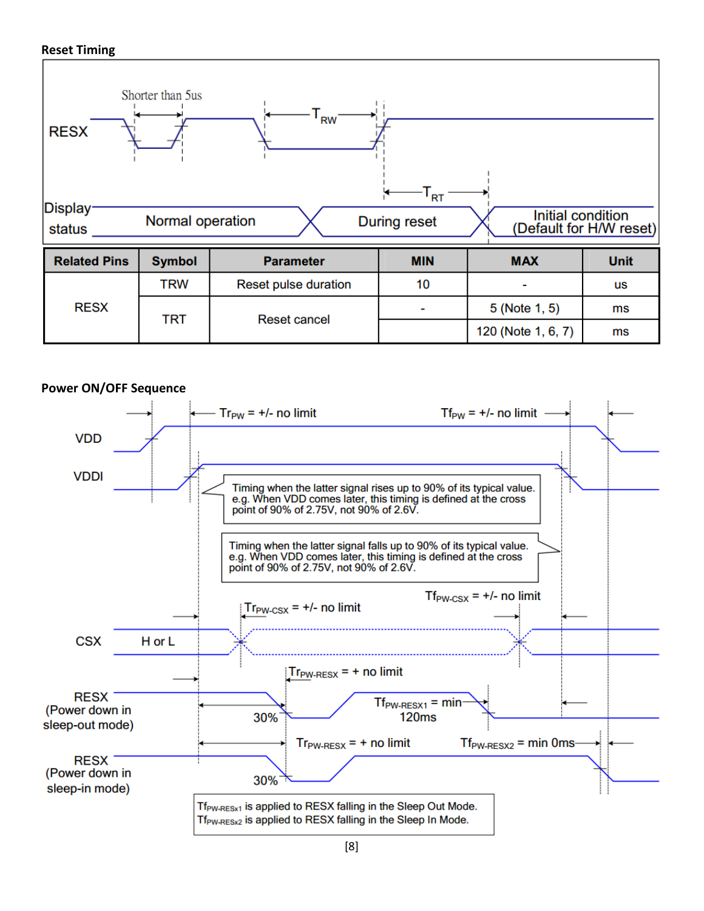**Reset Timing**

RESX

Shorter than 5us

$T_{RW}$

$T_{RT}$

Display status: Normal operation — During reset — Initial condition (Default for H/W reset)

| Related Pins | Symbol | Parameter | MIN | MAX | Unit |
|---|---|---|---|---|---|
| RESX | TRW | Reset pulse duration | 10 | - | us |
| | TRT | Reset cancel | - | 5 (Note 1, 5) | ms |
| | | | | 120 (Note 1, 6, 7) | ms |

**Power ON/OFF Sequence**

VDD

VDDI

$Tr_{PW}$ = +/- no limit

$Tf_{PW}$ = +/- no limit

Timing when the latter signal rises up to 90% of its typical value.
e.g. When VDD comes later, this timing is defined at the cross point of 90% of 2.75V, not 90% of 2.6V.

Timing when the latter signal falls up to 90% of its typical value.
e.g. When VDD comes later, this timing is defined at the cross point of 90% of 2.75V, not 90% of 2.6V.

CSX: H or L

$Tr_{PW\text{-}CSX}$ = +/- no limit

$Tf_{PW\text{-}CSX}$ = +/- no limit

RESX (Power down in sleep-out mode)

$Tr_{PW\text{-}RESX}$ = + no limit

30%

$Tf_{PW\text{-}RESX1}$ = min 120ms

RESX (Power down in sleep-in mode)

$Tr_{PW\text{-}RESX}$ = + no limit

30%

$Tf_{PW\text{-}RESX2}$ = min 0ms

$Tf_{PW\text{-}RESx1}$ is applied to RESX falling in the Sleep Out Mode.
$Tf_{PW\text{-}RESx2}$ is applied to RESX falling in the Sleep In Mode.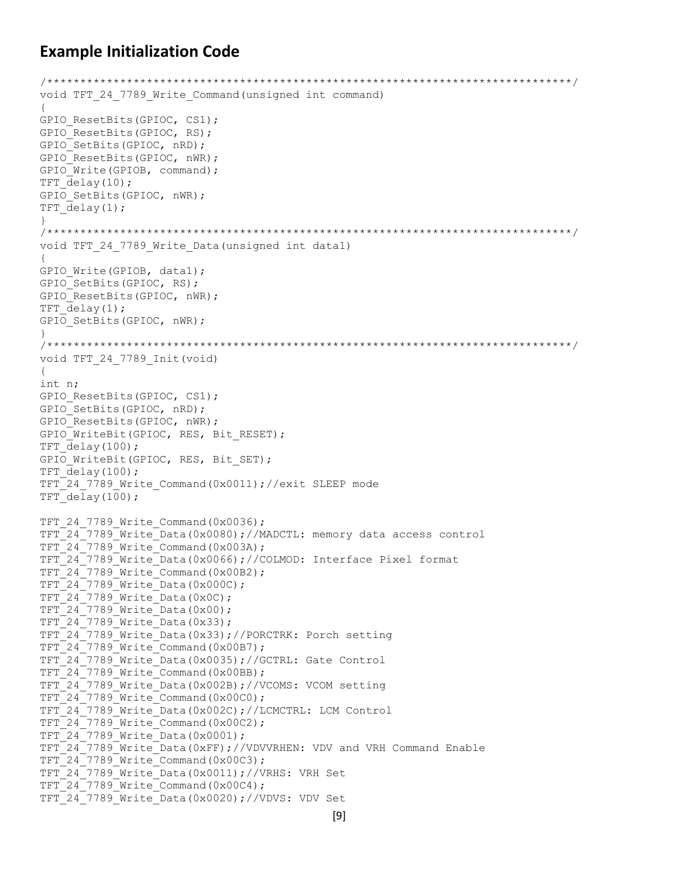## Example Initialization Code

```
/*******************************************************************************/
void TFT_24_7789_Write_Command(unsigned int command)
{
GPIO_ResetBits(GPIOC, CS1);
GPIO_ResetBits(GPIOC, RS);
GPIO_SetBits(GPIOC, nRD);
GPIO_ResetBits(GPIOC, nWR);
GPIO_Write(GPIOB, command);
TFT_delay(10);
GPIO_SetBits(GPIOC, nWR);
TFT_delay(1);
}
/*******************************************************************************/
void TFT_24_7789_Write_Data(unsigned int data1)
{
GPIO_Write(GPIOB, data1);
GPIO_SetBits(GPIOC, RS);
GPIO_ResetBits(GPIOC, nWR);
TFT_delay(1);
GPIO_SetBits(GPIOC, nWR);
}
/*******************************************************************************/
void TFT_24_7789_Init(void)
{
int n;
GPIO_ResetBits(GPIOC, CS1);
GPIO_SetBits(GPIOC, nRD);
GPIO_ResetBits(GPIOC, nWR);
GPIO_WriteBit(GPIOC, RES, Bit_RESET);
TFT_delay(100);
GPIO_WriteBit(GPIOC, RES, Bit_SET);
TFT_delay(100);
TFT_24_7789_Write_Command(0x0011);//exit SLEEP mode
TFT_delay(100);

TFT_24_7789_Write_Command(0x0036);
TFT_24_7789_Write_Data(0x0080);//MADCTL: memory data access control
TFT_24_7789_Write_Command(0x003A);
TFT_24_7789_Write_Data(0x0066);//COLMOD: Interface Pixel format
TFT_24_7789_Write_Command(0x00B2);
TFT_24_7789_Write_Data(0x000C);
TFT_24_7789_Write_Data(0x0C);
TFT_24_7789_Write_Data(0x00);
TFT_24_7789_Write_Data(0x33);
TFT_24_7789_Write_Data(0x33);//PORCTRK: Porch setting
TFT_24_7789_Write_Command(0x00B7);
TFT_24_7789_Write_Data(0x0035);//GCTRL: Gate Control
TFT_24_7789_Write_Command(0x00BB);
TFT_24_7789_Write_Data(0x002B);//VCOMS: VCOM setting
TFT_24_7789_Write_Command(0x00C0);
TFT_24_7789_Write_Data(0x002C);//LCMCTRL: LCM Control
TFT_24_7789_Write_Command(0x00C2);
TFT_24_7789_Write_Data(0x0001);
TFT_24_7789_Write_Data(0xFF);//VDVVRHEN: VDV and VRH Command Enable
TFT_24_7789_Write_Command(0x00C3);
TFT_24_7789_Write_Data(0x0011);//VRHS: VRH Set
TFT_24_7789_Write_Command(0x00C4);
TFT_24_7789_Write_Data(0x0020);//VDVS: VDV Set
```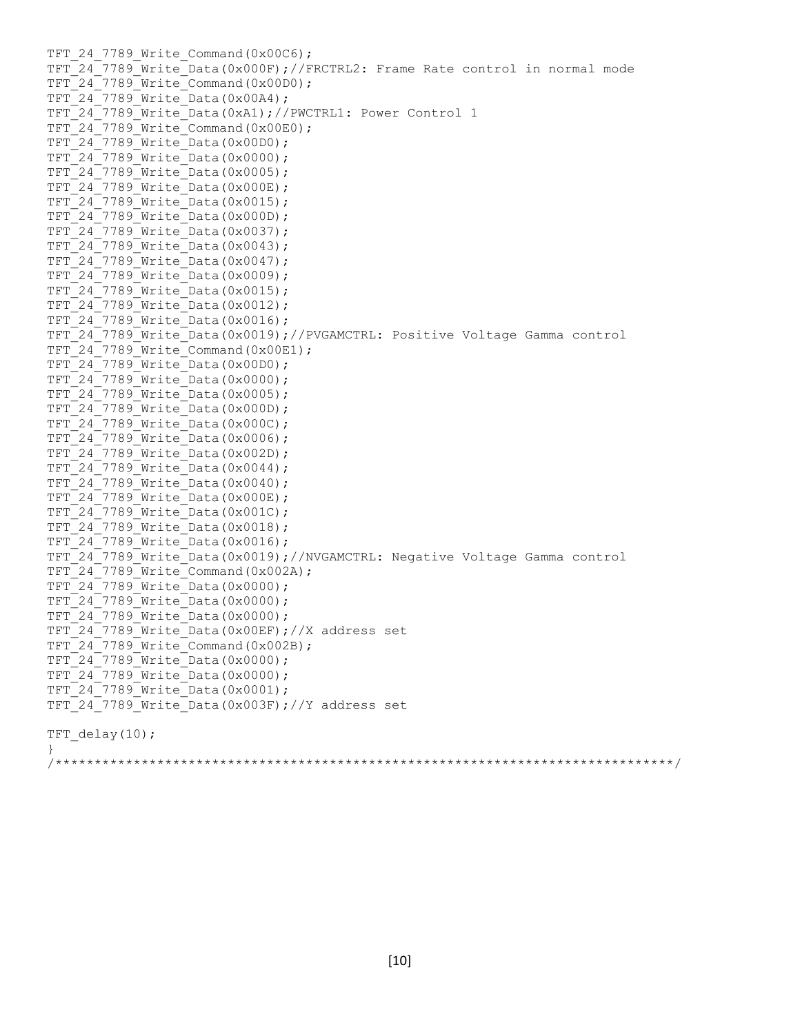```
TFT_24_7789_Write_Command(0x00C6);
TFT_24_7789_Write_Data(0x000F);//FRCTRL2: Frame Rate control in normal mode
TFT_24_7789_Write_Command(0x00D0);
TFT_24_7789_Write_Data(0x00A4);
TFT_24_7789_Write_Data(0xA1);//PWCTRL1: Power Control 1
TFT_24_7789_Write_Command(0x00E0);
TFT_24_7789_Write_Data(0x00D0);
TFT_24_7789_Write_Data(0x0000);
TFT_24_7789_Write_Data(0x0005);
TFT_24_7789_Write_Data(0x000E);
TFT_24_7789_Write_Data(0x0015);
TFT_24_7789_Write_Data(0x000D);
TFT_24_7789_Write_Data(0x0037);
TFT_24_7789_Write_Data(0x0043);
TFT_24_7789_Write_Data(0x0047);
TFT_24_7789_Write_Data(0x0009);
TFT_24_7789_Write_Data(0x0015);
TFT_24_7789_Write_Data(0x0012);
TFT_24_7789_Write_Data(0x0016);
TFT_24_7789_Write_Data(0x0019);//PVGAMCTRL: Positive Voltage Gamma control
TFT_24_7789_Write_Command(0x00E1);
TFT_24_7789_Write_Data(0x00D0);
TFT_24_7789_Write_Data(0x0000);
TFT_24_7789_Write_Data(0x0005);
TFT_24_7789_Write_Data(0x000D);
TFT_24_7789_Write_Data(0x000C);
TFT_24_7789_Write_Data(0x0006);
TFT_24_7789_Write_Data(0x002D);
TFT_24_7789_Write_Data(0x0044);
TFT_24_7789_Write_Data(0x0040);
TFT_24_7789_Write_Data(0x000E);
TFT_24_7789_Write_Data(0x001C);
TFT_24_7789_Write_Data(0x0018);
TFT_24_7789_Write_Data(0x0016);
TFT_24_7789_Write_Data(0x0019);//NVGAMCTRL: Negative Voltage Gamma control
TFT_24_7789_Write_Command(0x002A);
TFT_24_7789_Write_Data(0x0000);
TFT_24_7789_Write_Data(0x0000);
TFT_24_7789_Write_Data(0x0000);
TFT_24_7789_Write_Data(0x00EF);//X address set
TFT_24_7789_Write_Command(0x002B);
TFT_24_7789_Write_Data(0x0000);
TFT_24_7789_Write_Data(0x0000);
TFT_24_7789_Write_Data(0x0001);
TFT_24_7789_Write_Data(0x003F);//Y address set

TFT_delay(10);
}
/*****************************************************************************/
```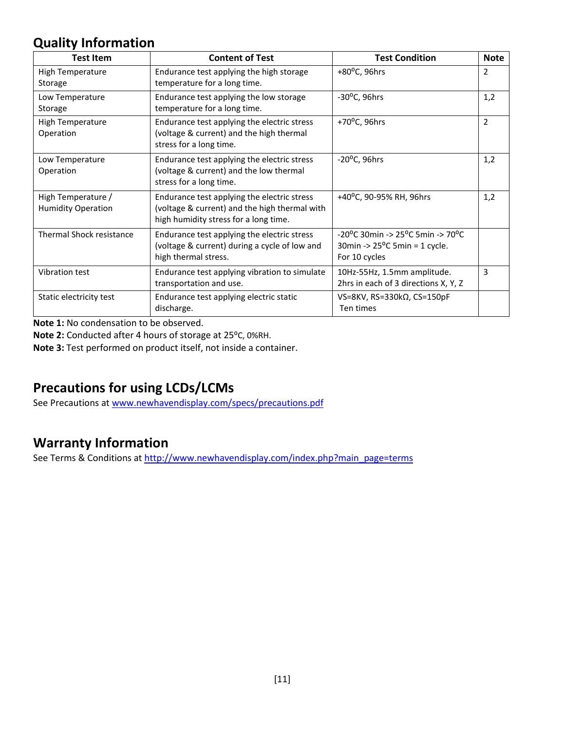## Quality Information

| Test Item | Content of Test | Test Condition | Note |
|---|---|---|---|
| High Temperature Storage | Endurance test applying the high storage temperature for a long time. | +80°C, 96hrs | 2 |
| Low Temperature Storage | Endurance test applying the low storage temperature for a long time. | -30°C, 96hrs | 1,2 |
| High Temperature Operation | Endurance test applying the electric stress (voltage & current) and the high thermal stress for a long time. | +70°C, 96hrs | 2 |
| Low Temperature Operation | Endurance test applying the electric stress (voltage & current) and the low thermal stress for a long time. | -20°C, 96hrs | 1,2 |
| High Temperature / Humidity Operation | Endurance test applying the electric stress (voltage & current) and the high thermal with high humidity stress for a long time. | +40°C, 90-95% RH, 96hrs | 1,2 |
| Thermal Shock resistance | Endurance test applying the electric stress (voltage & current) during a cycle of low and high thermal stress. | -20°C 30min -> 25°C 5min -> 70°C 30min -> 25°C 5min = 1 cycle. For 10 cycles | |
| Vibration test | Endurance test applying vibration to simulate transportation and use. | 10Hz-55Hz, 1.5mm amplitude. 2hrs in each of 3 directions X, Y, Z | 3 |
| Static electricity test | Endurance test applying electric static discharge. | VS=8KV, RS=330kΩ, CS=150pF Ten times | |

**Note 1:** No condensation to be observed.
**Note 2:** Conducted after 4 hours of storage at 25°C, 0%RH.
**Note 3:** Test performed on product itself, not inside a container.

## Precautions for using LCDs/LCMs

See Precautions at www.newhavendisplay.com/specs/precautions.pdf

## Warranty Information

See Terms & Conditions at http://www.newhavendisplay.com/index.php?main_page=terms